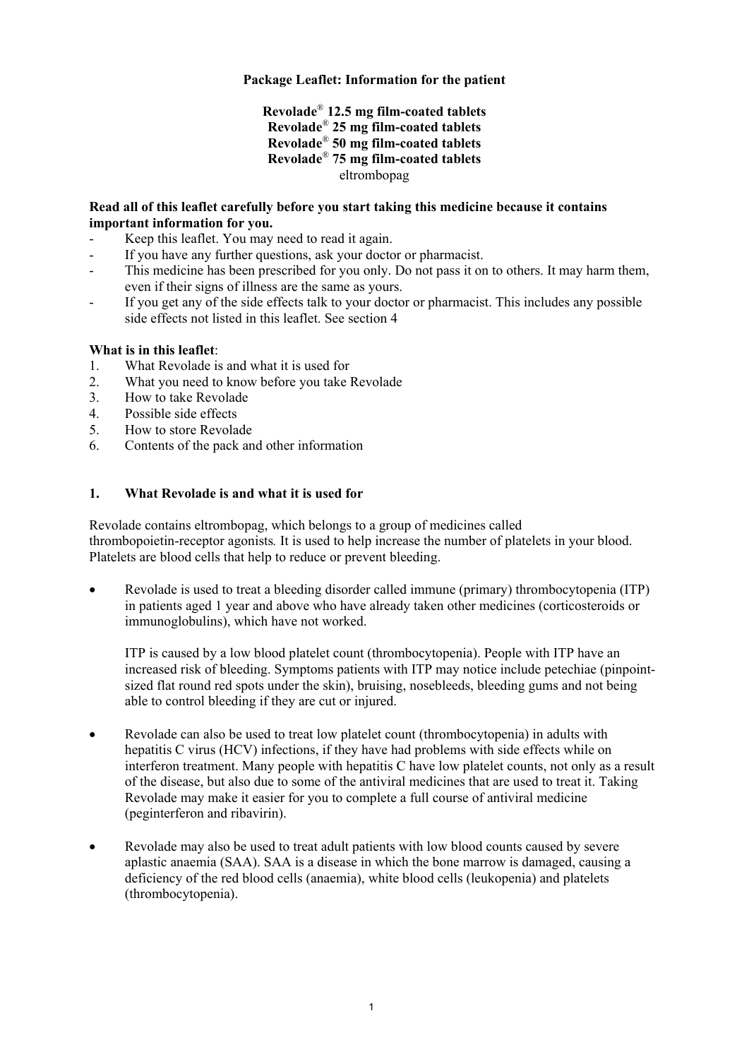**Package Leaflet: Information for the patient**

**Revolade® 12.5 mg film-coated tablets**
**Revolade® 25 mg film-coated tablets**
**Revolade® 50 mg film-coated tablets**
**Revolade® 75 mg film-coated tablets**
eltrombopag

**Read all of this leaflet carefully before you start taking this medicine because it contains important information for you.**

- Keep this leaflet. You may need to read it again.
- If you have any further questions, ask your doctor or pharmacist.
- This medicine has been prescribed for you only. Do not pass it on to others. It may harm them, even if their signs of illness are the same as yours.
- If you get any of the side effects talk to your doctor or pharmacist. This includes any possible side effects not listed in this leaflet. See section 4

**What is in this leaflet**:

1. What Revolade is and what it is used for
2. What you need to know before you take Revolade
3. How to take Revolade
4. Possible side effects
5. How to store Revolade
6. Contents of the pack and other information

## 1. What Revolade is and what it is used for

Revolade contains eltrombopag, which belongs to a group of medicines called thrombopoietin-receptor agonists*.* It is used to help increase the number of platelets in your blood. Platelets are blood cells that help to reduce or prevent bleeding.

- Revolade is used to treat a bleeding disorder called immune (primary) thrombocytopenia (ITP) in patients aged 1 year and above who have already taken other medicines (corticosteroids or immunoglobulins), which have not worked.

  ITP is caused by a low blood platelet count (thrombocytopenia). People with ITP have an increased risk of bleeding. Symptoms patients with ITP may notice include petechiae (pinpoint-sized flat round red spots under the skin), bruising, nosebleeds, bleeding gums and not being able to control bleeding if they are cut or injured.

- Revolade can also be used to treat low platelet count (thrombocytopenia) in adults with hepatitis C virus (HCV) infections, if they have had problems with side effects while on interferon treatment. Many people with hepatitis C have low platelet counts, not only as a result of the disease, but also due to some of the antiviral medicines that are used to treat it. Taking Revolade may make it easier for you to complete a full course of antiviral medicine (peginterferon and ribavirin).

- Revolade may also be used to treat adult patients with low blood counts caused by severe aplastic anaemia (SAA). SAA is a disease in which the bone marrow is damaged, causing a deficiency of the red blood cells (anaemia), white blood cells (leukopenia) and platelets (thrombocytopenia).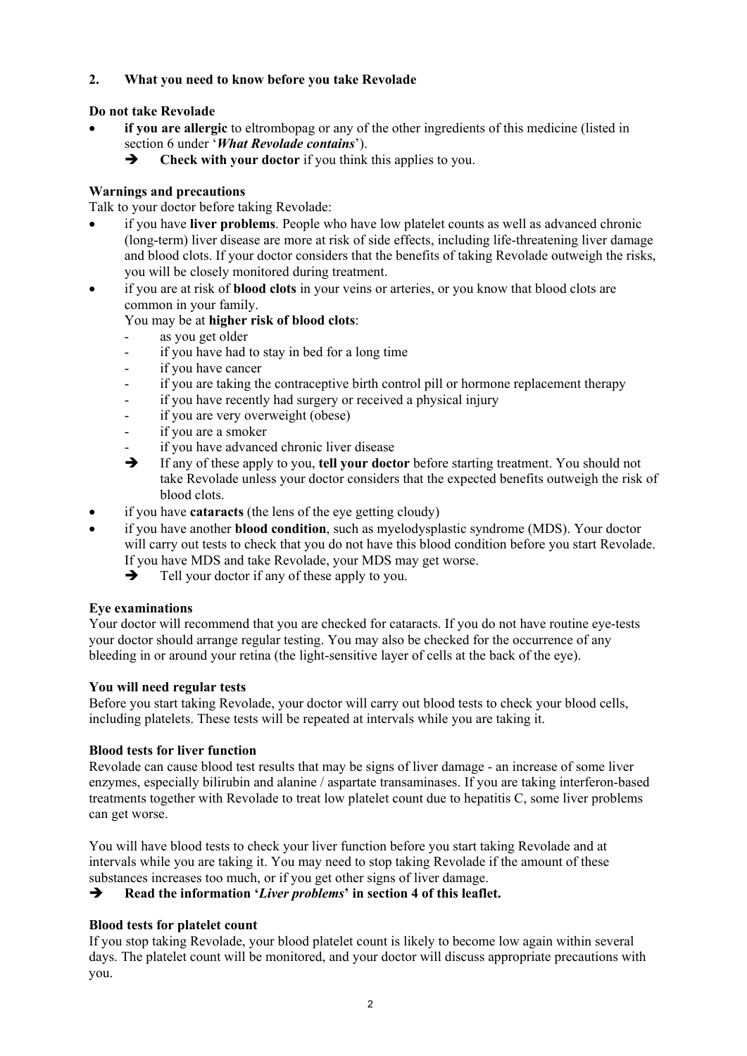## 2. What you need to know before you take Revolade

**Do not take Revolade**

- **if you are allergic** to eltrombopag or any of the other ingredients of this medicine (listed in section 6 under '***What Revolade contains***').
  - ➔ **Check with your doctor** if you think this applies to you.

**Warnings and precautions**

Talk to your doctor before taking Revolade:

- if you have **liver problems**. People who have low platelet counts as well as advanced chronic (long-term) liver disease are more at risk of side effects, including life-threatening liver damage and blood clots. If your doctor considers that the benefits of taking Revolade outweigh the risks, you will be closely monitored during treatment.
- if you are at risk of **blood clots** in your veins or arteries, or you know that blood clots are common in your family.

  You may be at **higher risk of blood clots**:
  - as you get older
  - if you have had to stay in bed for a long time
  - if you have cancer
  - if you are taking the contraceptive birth control pill or hormone replacement therapy
  - if you have recently had surgery or received a physical injury
  - if you are very overweight (obese)
  - if you are a smoker
  - if you have advanced chronic liver disease

  ➔ If any of these apply to you, **tell your doctor** before starting treatment. You should not take Revolade unless your doctor considers that the expected benefits outweigh the risk of blood clots.
- if you have **cataracts** (the lens of the eye getting cloudy)
- if you have another **blood condition**, such as myelodysplastic syndrome (MDS). Your doctor will carry out tests to check that you do not have this blood condition before you start Revolade. If you have MDS and take Revolade, your MDS may get worse.
  - ➔ Tell your doctor if any of these apply to you.

**Eye examinations**

Your doctor will recommend that you are checked for cataracts. If you do not have routine eye-tests your doctor should arrange regular testing. You may also be checked for the occurrence of any bleeding in or around your retina (the light-sensitive layer of cells at the back of the eye).

**You will need regular tests**

Before you start taking Revolade, your doctor will carry out blood tests to check your blood cells, including platelets. These tests will be repeated at intervals while you are taking it.

**Blood tests for liver function**

Revolade can cause blood test results that may be signs of liver damage - an increase of some liver enzymes, especially bilirubin and alanine / aspartate transaminases. If you are taking interferon-based treatments together with Revolade to treat low platelet count due to hepatitis C, some liver problems can get worse.

You will have blood tests to check your liver function before you start taking Revolade and at intervals while you are taking it. You may need to stop taking Revolade if the amount of these substances increases too much, or if you get other signs of liver damage.

➔ **Read the information '*Liver problems*' in section 4 of this leaflet.**

**Blood tests for platelet count**

If you stop taking Revolade, your blood platelet count is likely to become low again within several days. The platelet count will be monitored, and your doctor will discuss appropriate precautions with you.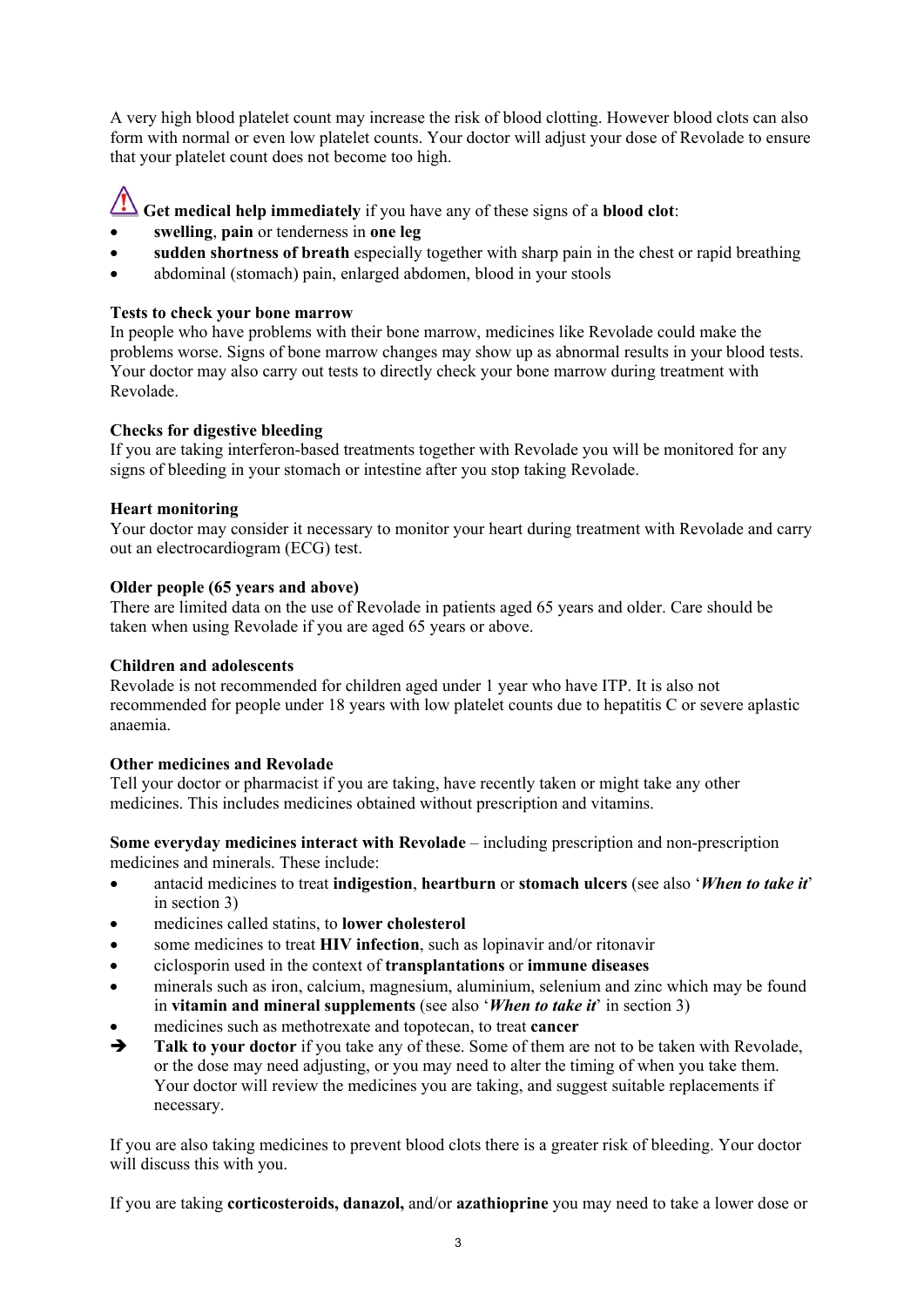A very high blood platelet count may increase the risk of blood clotting. However blood clots can also form with normal or even low platelet counts. Your doctor will adjust your dose of Revolade to ensure that your platelet count does not become too high.

⚠ **Get medical help immediately** if you have any of these signs of a **blood clot**:

- **swelling**, **pain** or tenderness in **one leg**
- **sudden shortness of breath** especially together with sharp pain in the chest or rapid breathing
- abdominal (stomach) pain, enlarged abdomen, blood in your stools

**Tests to check your bone marrow**

In people who have problems with their bone marrow, medicines like Revolade could make the problems worse. Signs of bone marrow changes may show up as abnormal results in your blood tests. Your doctor may also carry out tests to directly check your bone marrow during treatment with Revolade.

**Checks for digestive bleeding**

If you are taking interferon-based treatments together with Revolade you will be monitored for any signs of bleeding in your stomach or intestine after you stop taking Revolade.

**Heart monitoring**

Your doctor may consider it necessary to monitor your heart during treatment with Revolade and carry out an electrocardiogram (ECG) test.

**Older people (65 years and above)**

There are limited data on the use of Revolade in patients aged 65 years and older. Care should be taken when using Revolade if you are aged 65 years or above.

**Children and adolescents**

Revolade is not recommended for children aged under 1 year who have ITP. It is also not recommended for people under 18 years with low platelet counts due to hepatitis C or severe aplastic anaemia.

**Other medicines and Revolade**

Tell your doctor or pharmacist if you are taking, have recently taken or might take any other medicines. This includes medicines obtained without prescription and vitamins.

**Some everyday medicines interact with Revolade** – including prescription and non-prescription medicines and minerals. These include:

- antacid medicines to treat **indigestion**, **heartburn** or **stomach ulcers** (see also '***When to take it***' in section 3)
- medicines called statins, to **lower cholesterol**
- some medicines to treat **HIV infection**, such as lopinavir and/or ritonavir
- ciclosporin used in the context of **transplantations** or **immune diseases**
- minerals such as iron, calcium, magnesium, aluminium, selenium and zinc which may be found in **vitamin and mineral supplements** (see also '***When to take it***' in section 3)
- medicines such as methotrexate and topotecan, to treat **cancer**

➔ **Talk to your doctor** if you take any of these. Some of them are not to be taken with Revolade, or the dose may need adjusting, or you may need to alter the timing of when you take them. Your doctor will review the medicines you are taking, and suggest suitable replacements if necessary.

If you are also taking medicines to prevent blood clots there is a greater risk of bleeding. Your doctor will discuss this with you.

If you are taking **corticosteroids, danazol,** and/or **azathioprine** you may need to take a lower dose or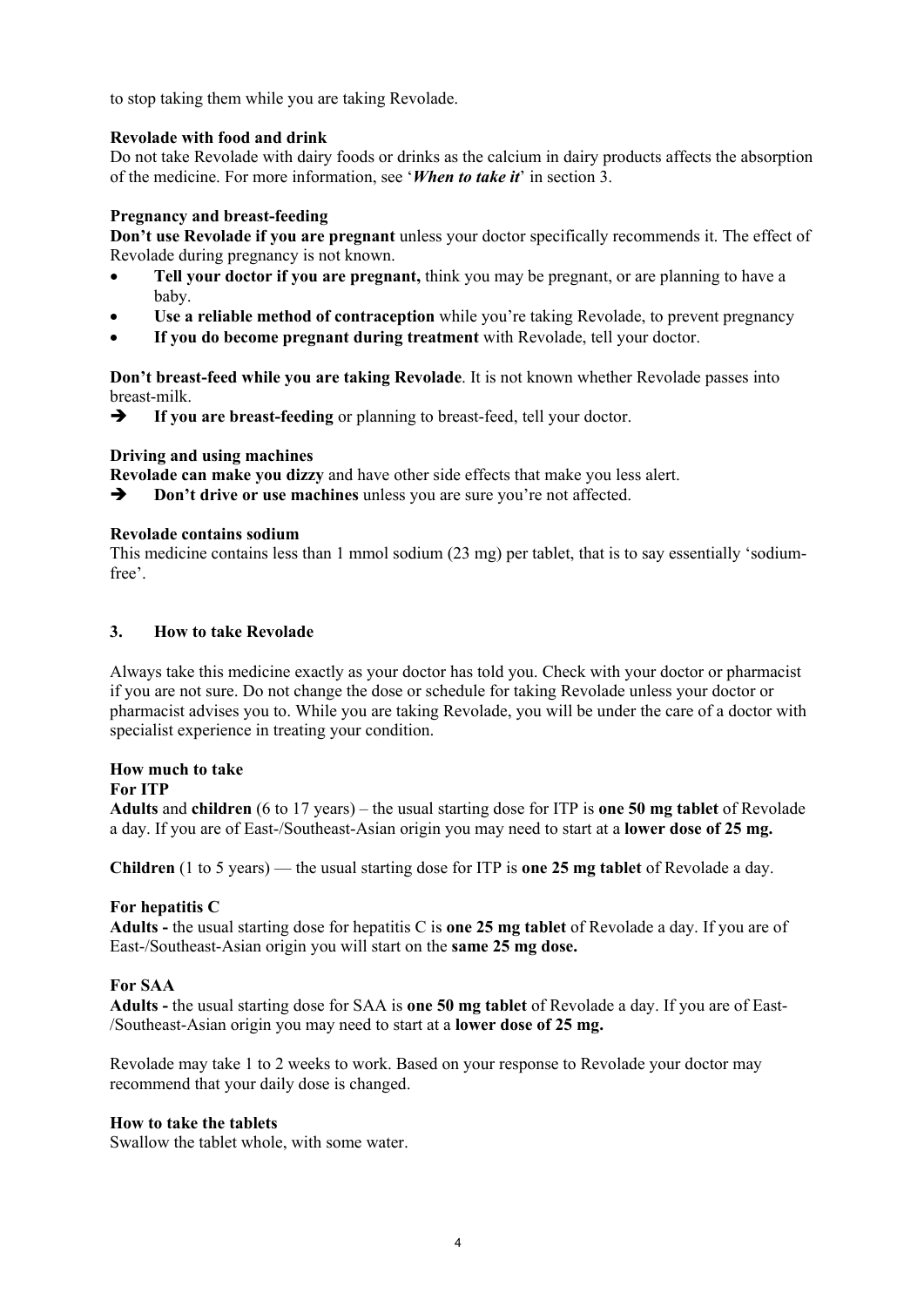to stop taking them while you are taking Revolade.

**Revolade with food and drink**

Do not take Revolade with dairy foods or drinks as the calcium in dairy products affects the absorption of the medicine. For more information, see '***When to take it***' in section 3.

**Pregnancy and breast-feeding**

**Don't use Revolade if you are pregnant** unless your doctor specifically recommends it. The effect of Revolade during pregnancy is not known.

- **Tell your doctor if you are pregnant,** think you may be pregnant, or are planning to have a baby.
- **Use a reliable method of contraception** while you're taking Revolade, to prevent pregnancy
- **If you do become pregnant during treatment** with Revolade, tell your doctor.

**Don't breast-feed while you are taking Revolade**. It is not known whether Revolade passes into breast-milk.

➔ **If you are breast-feeding** or planning to breast-feed, tell your doctor.

**Driving and using machines**

**Revolade can make you dizzy** and have other side effects that make you less alert.

➔ **Don't drive or use machines** unless you are sure you're not affected.

**Revolade contains sodium**

This medicine contains less than 1 mmol sodium (23 mg) per tablet, that is to say essentially 'sodium-free'.

## 3. How to take Revolade

Always take this medicine exactly as your doctor has told you. Check with your doctor or pharmacist if you are not sure. Do not change the dose or schedule for taking Revolade unless your doctor or pharmacist advises you to. While you are taking Revolade, you will be under the care of a doctor with specialist experience in treating your condition.

**How much to take**

**For ITP**

**Adults** and **children** (6 to 17 years) – the usual starting dose for ITP is **one 50 mg tablet** of Revolade a day. If you are of East-/Southeast-Asian origin you may need to start at a **lower dose of 25 mg.**

**Children** (1 to 5 years) — the usual starting dose for ITP is **one 25 mg tablet** of Revolade a day.

**For hepatitis C**

**Adults -** the usual starting dose for hepatitis C is **one 25 mg tablet** of Revolade a day. If you are of East-/Southeast-Asian origin you will start on the **same 25 mg dose.**

**For SAA**

**Adults -** the usual starting dose for SAA is **one 50 mg tablet** of Revolade a day. If you are of East-/Southeast-Asian origin you may need to start at a **lower dose of 25 mg.**

Revolade may take 1 to 2 weeks to work. Based on your response to Revolade your doctor may recommend that your daily dose is changed.

**How to take the tablets**

Swallow the tablet whole, with some water.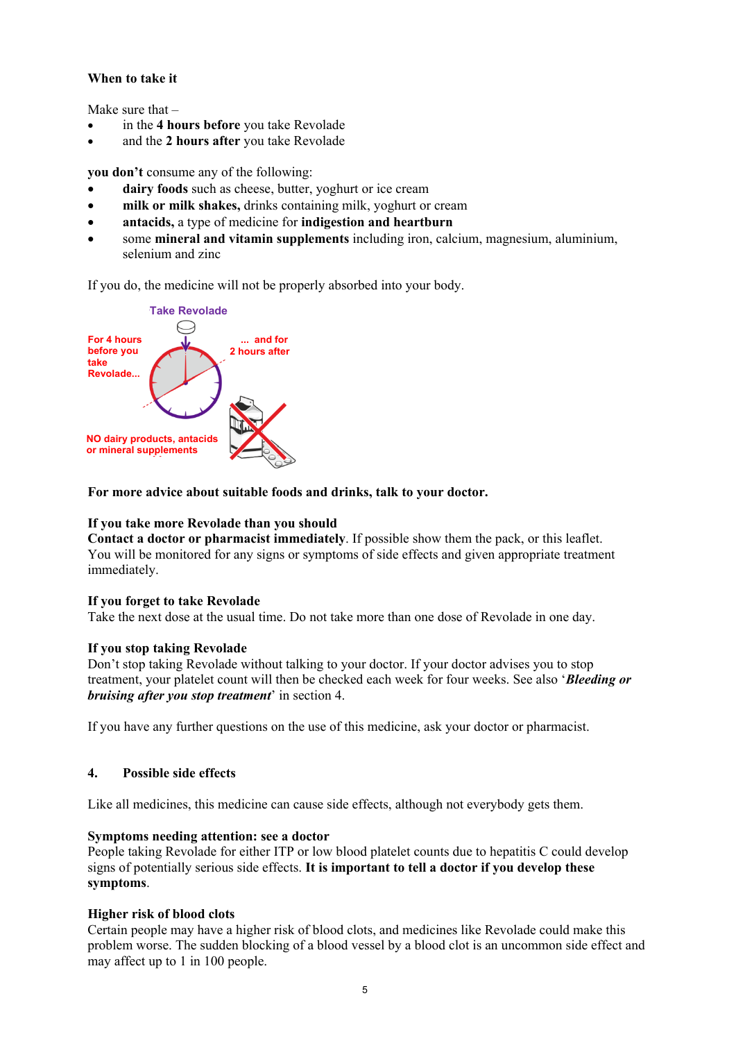**When to take it**

Make sure that –

- in the **4 hours before** you take Revolade
- and the **2 hours after** you take Revolade

**you don't** consume any of the following:

- **dairy foods** such as cheese, butter, yoghurt or ice cream
- **milk or milk shakes,** drinks containing milk, yoghurt or cream
- **antacids,** a type of medicine for **indigestion and heartburn**
- some **mineral and vitamin supplements** including iron, calcium, magnesium, aluminium, selenium and zinc

If you do, the medicine will not be properly absorbed into your body.

Take Revolade

For 4 hours before you take Revolade...

... and for 2 hours after

NO dairy products, antacids or mineral supplements

**For more advice about suitable foods and drinks, talk to your doctor.**

**If you take more Revolade than you should**
**Contact a doctor or pharmacist immediately**. If possible show them the pack, or this leaflet. You will be monitored for any signs or symptoms of side effects and given appropriate treatment immediately.

**If you forget to take Revolade**
Take the next dose at the usual time. Do not take more than one dose of Revolade in one day.

**If you stop taking Revolade**
Don't stop taking Revolade without talking to your doctor. If your doctor advises you to stop treatment, your platelet count will then be checked each week for four weeks. See also '***Bleeding or bruising after you stop treatment***' in section 4.

If you have any further questions on the use of this medicine, ask your doctor or pharmacist.

## 4. Possible side effects

Like all medicines, this medicine can cause side effects, although not everybody gets them.

**Symptoms needing attention: see a doctor**
People taking Revolade for either ITP or low blood platelet counts due to hepatitis C could develop signs of potentially serious side effects. **It is important to tell a doctor if you develop these symptoms**.

**Higher risk of blood clots**
Certain people may have a higher risk of blood clots, and medicines like Revolade could make this problem worse. The sudden blocking of a blood vessel by a blood clot is an uncommon side effect and may affect up to 1 in 100 people.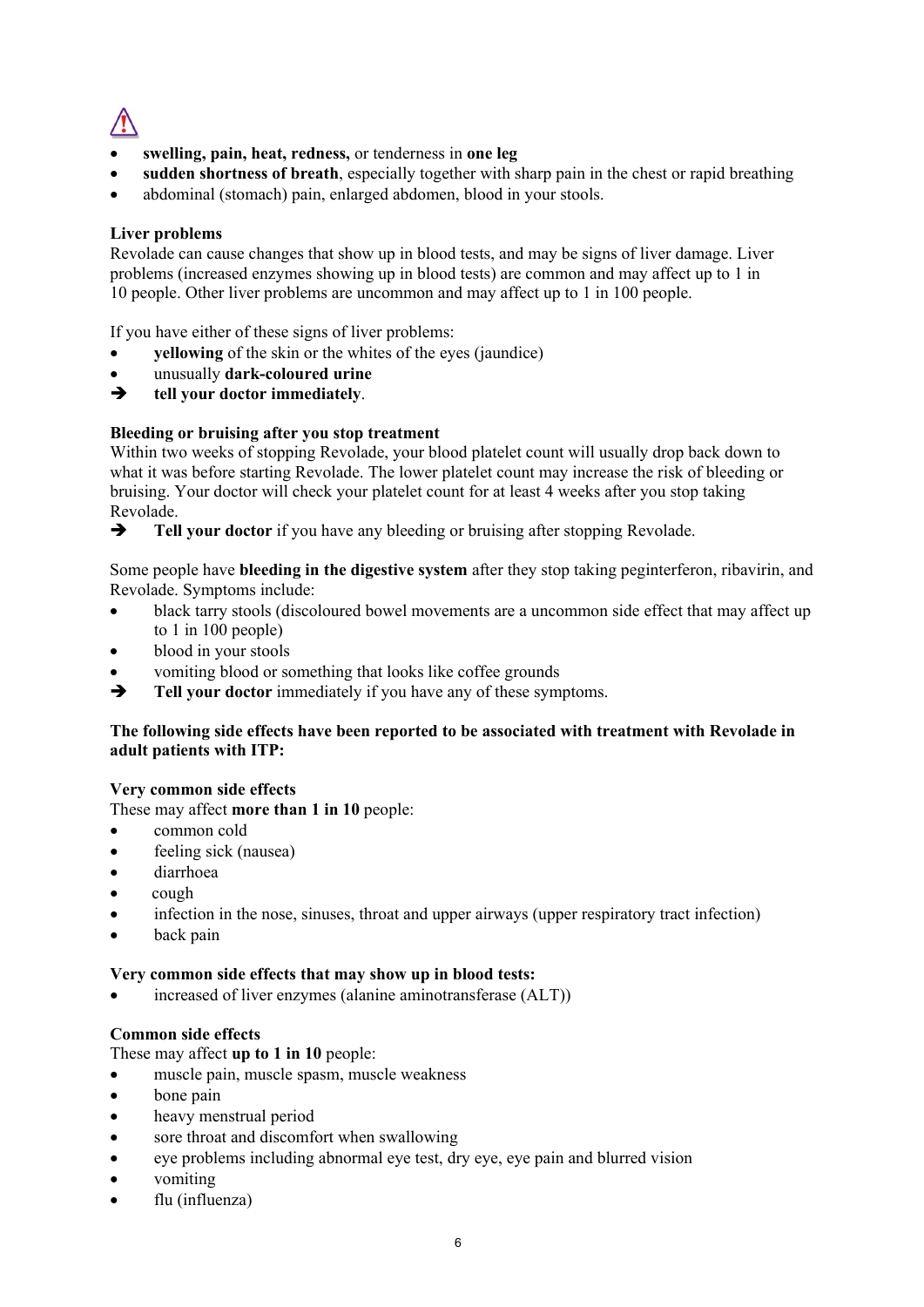⚠

- **swelling, pain, heat, redness,** or tenderness in **one leg**
- **sudden shortness of breath**, especially together with sharp pain in the chest or rapid breathing
- abdominal (stomach) pain, enlarged abdomen, blood in your stools.

**Liver problems**

Revolade can cause changes that show up in blood tests, and may be signs of liver damage. Liver problems (increased enzymes showing up in blood tests) are common and may affect up to 1 in 10 people. Other liver problems are uncommon and may affect up to 1 in 100 people.

If you have either of these signs of liver problems:

- **yellowing** of the skin or the whites of the eyes (jaundice)
- unusually **dark-coloured urine**

➔ **tell your doctor immediately**.

**Bleeding or bruising after you stop treatment**

Within two weeks of stopping Revolade, your blood platelet count will usually drop back down to what it was before starting Revolade. The lower platelet count may increase the risk of bleeding or bruising. Your doctor will check your platelet count for at least 4 weeks after you stop taking Revolade.

➔ **Tell your doctor** if you have any bleeding or bruising after stopping Revolade.

Some people have **bleeding in the digestive system** after they stop taking peginterferon, ribavirin, and Revolade. Symptoms include:

- black tarry stools (discoloured bowel movements are a uncommon side effect that may affect up to 1 in 100 people)
- blood in your stools
- vomiting blood or something that looks like coffee grounds

➔ **Tell your doctor** immediately if you have any of these symptoms.

**The following side effects have been reported to be associated with treatment with Revolade in adult patients with ITP:**

**Very common side effects**

These may affect **more than 1 in 10** people:

- common cold
- feeling sick (nausea)
- diarrhoea
- cough
- infection in the nose, sinuses, throat and upper airways (upper respiratory tract infection)
- back pain

**Very common side effects that may show up in blood tests:**

- increased of liver enzymes (alanine aminotransferase (ALT))

**Common side effects**

These may affect **up to 1 in 10** people:

- muscle pain, muscle spasm, muscle weakness
- bone pain
- heavy menstrual period
- sore throat and discomfort when swallowing
- eye problems including abnormal eye test, dry eye, eye pain and blurred vision
- vomiting
- flu (influenza)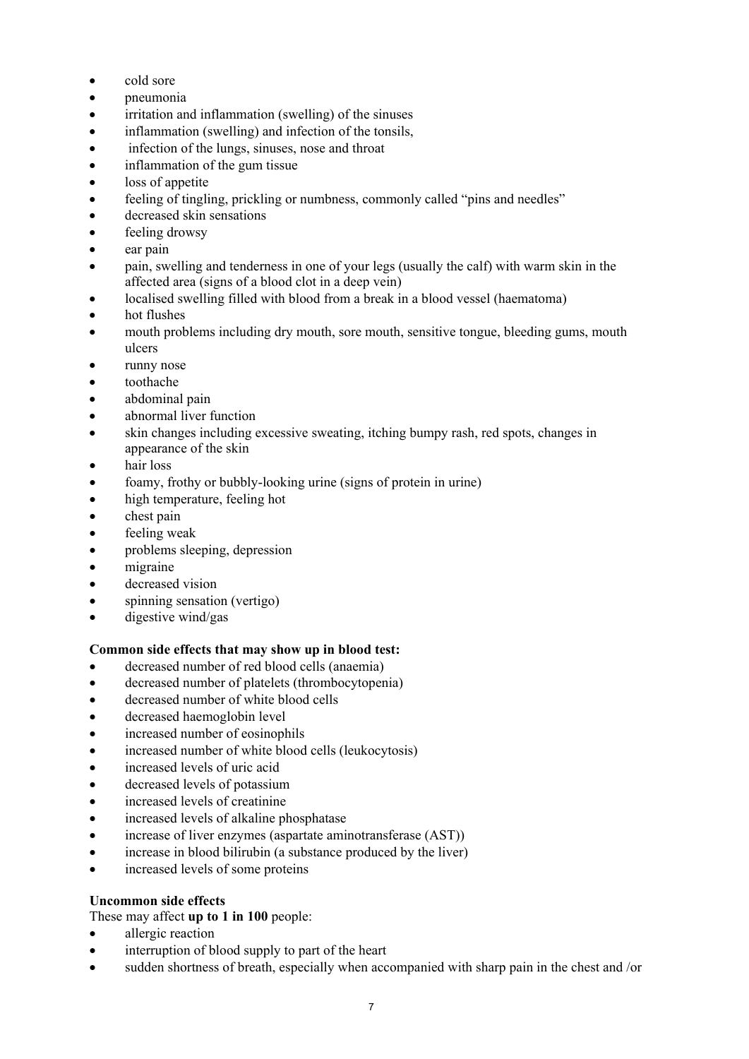- cold sore
- pneumonia
- irritation and inflammation (swelling) of the sinuses
- inflammation (swelling) and infection of the tonsils,
- infection of the lungs, sinuses, nose and throat
- inflammation of the gum tissue
- loss of appetite
- feeling of tingling, prickling or numbness, commonly called "pins and needles"
- decreased skin sensations
- feeling drowsy
- ear pain
- pain, swelling and tenderness in one of your legs (usually the calf) with warm skin in the affected area (signs of a blood clot in a deep vein)
- localised swelling filled with blood from a break in a blood vessel (haematoma)
- hot flushes
- mouth problems including dry mouth, sore mouth, sensitive tongue, bleeding gums, mouth ulcers
- runny nose
- toothache
- abdominal pain
- abnormal liver function
- skin changes including excessive sweating, itching bumpy rash, red spots, changes in appearance of the skin
- hair loss
- foamy, frothy or bubbly-looking urine (signs of protein in urine)
- high temperature, feeling hot
- chest pain
- feeling weak
- problems sleeping, depression
- migraine
- decreased vision
- spinning sensation (vertigo)
- digestive wind/gas

**Common side effects that may show up in blood test:**

- decreased number of red blood cells (anaemia)
- decreased number of platelets (thrombocytopenia)
- decreased number of white blood cells
- decreased haemoglobin level
- increased number of eosinophils
- increased number of white blood cells (leukocytosis)
- increased levels of uric acid
- decreased levels of potassium
- increased levels of creatinine
- increased levels of alkaline phosphatase
- increase of liver enzymes (aspartate aminotransferase (AST))
- increase in blood bilirubin (a substance produced by the liver)
- increased levels of some proteins

**Uncommon side effects**

These may affect **up to 1 in 100** people:

- allergic reaction
- interruption of blood supply to part of the heart
- sudden shortness of breath, especially when accompanied with sharp pain in the chest and /or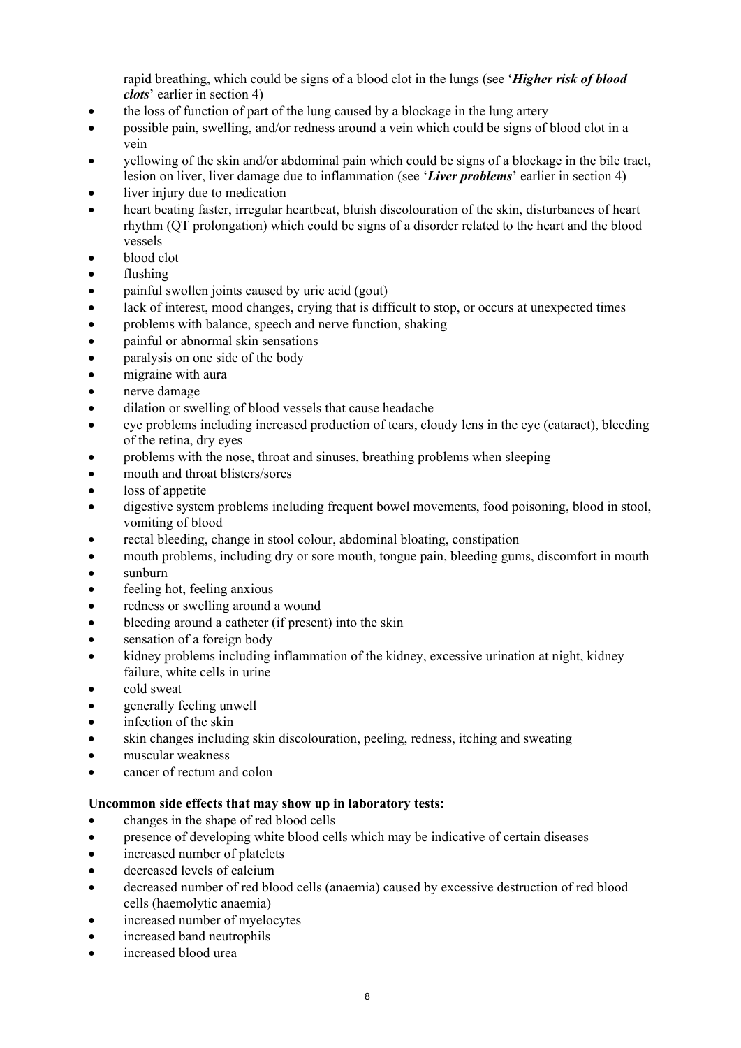rapid breathing, which could be signs of a blood clot in the lungs (see '***Higher risk of blood clots***' earlier in section 4)

- the loss of function of part of the lung caused by a blockage in the lung artery
- possible pain, swelling, and/or redness around a vein which could be signs of blood clot in a vein
- yellowing of the skin and/or abdominal pain which could be signs of a blockage in the bile tract, lesion on liver, liver damage due to inflammation (see '***Liver problems***' earlier in section 4)
- liver injury due to medication
- heart beating faster, irregular heartbeat, bluish discolouration of the skin, disturbances of heart rhythm (QT prolongation) which could be signs of a disorder related to the heart and the blood vessels
- blood clot
- flushing
- painful swollen joints caused by uric acid (gout)
- lack of interest, mood changes, crying that is difficult to stop, or occurs at unexpected times
- problems with balance, speech and nerve function, shaking
- painful or abnormal skin sensations
- paralysis on one side of the body
- migraine with aura
- nerve damage
- dilation or swelling of blood vessels that cause headache
- eye problems including increased production of tears, cloudy lens in the eye (cataract), bleeding of the retina, dry eyes
- problems with the nose, throat and sinuses, breathing problems when sleeping
- mouth and throat blisters/sores
- loss of appetite
- digestive system problems including frequent bowel movements, food poisoning, blood in stool, vomiting of blood
- rectal bleeding, change in stool colour, abdominal bloating, constipation
- mouth problems, including dry or sore mouth, tongue pain, bleeding gums, discomfort in mouth
- sunburn
- feeling hot, feeling anxious
- redness or swelling around a wound
- bleeding around a catheter (if present) into the skin
- sensation of a foreign body
- kidney problems including inflammation of the kidney, excessive urination at night, kidney failure, white cells in urine
- cold sweat
- generally feeling unwell
- infection of the skin
- skin changes including skin discolouration, peeling, redness, itching and sweating
- muscular weakness
- cancer of rectum and colon

**Uncommon side effects that may show up in laboratory tests:**

- changes in the shape of red blood cells
- presence of developing white blood cells which may be indicative of certain diseases
- increased number of platelets
- decreased levels of calcium
- decreased number of red blood cells (anaemia) caused by excessive destruction of red blood cells (haemolytic anaemia)
- increased number of myelocytes
- increased band neutrophils
- increased blood urea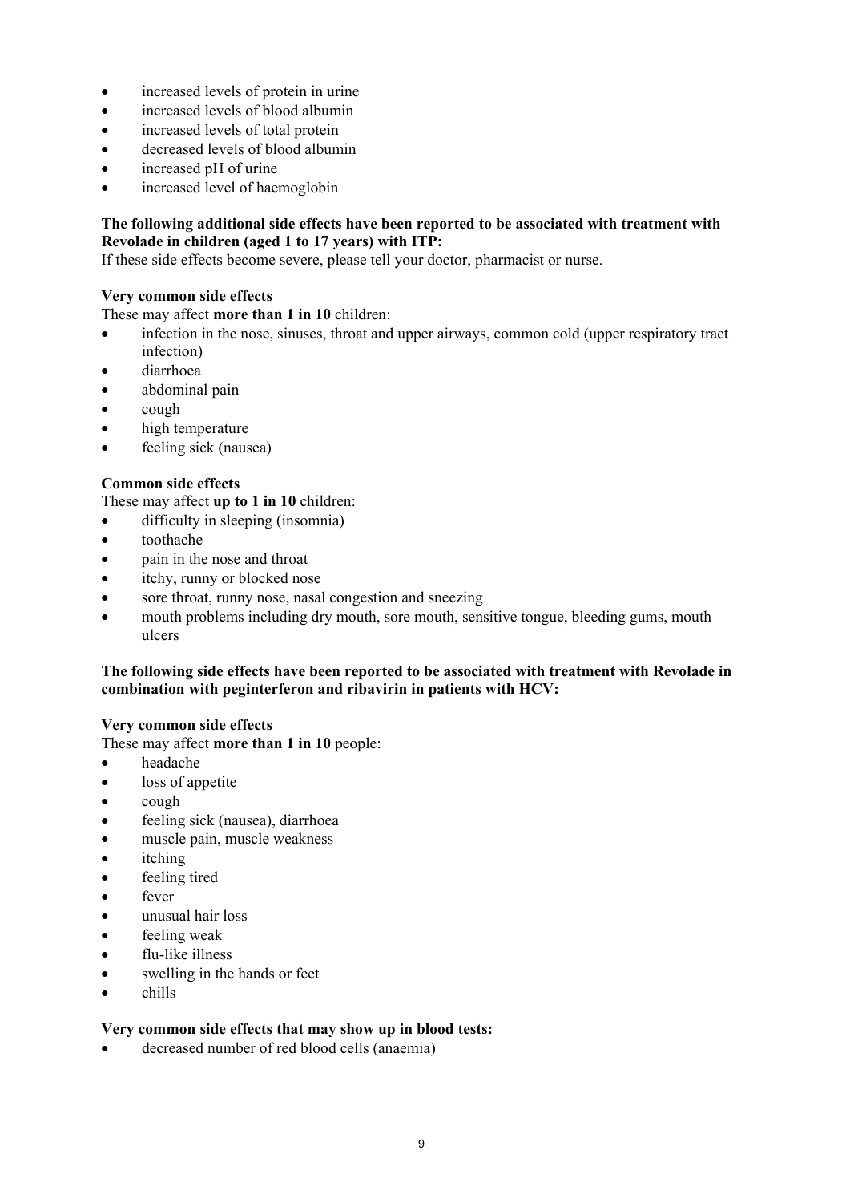- increased levels of protein in urine
- increased levels of blood albumin
- increased levels of total protein
- decreased levels of blood albumin
- increased pH of urine
- increased level of haemoglobin

**The following additional side effects have been reported to be associated with treatment with Revolade in children (aged 1 to 17 years) with ITP:**

If these side effects become severe, please tell your doctor, pharmacist or nurse.

**Very common side effects**

These may affect **more than 1 in 10** children:

- infection in the nose, sinuses, throat and upper airways, common cold (upper respiratory tract infection)
- diarrhoea
- abdominal pain
- cough
- high temperature
- feeling sick (nausea)

**Common side effects**

These may affect **up to 1 in 10** children:

- difficulty in sleeping (insomnia)
- toothache
- pain in the nose and throat
- itchy, runny or blocked nose
- sore throat, runny nose, nasal congestion and sneezing
- mouth problems including dry mouth, sore mouth, sensitive tongue, bleeding gums, mouth ulcers

**The following side effects have been reported to be associated with treatment with Revolade in combination with peginterferon and ribavirin in patients with HCV:**

**Very common side effects**

These may affect **more than 1 in 10** people:

- headache
- loss of appetite
- cough
- feeling sick (nausea), diarrhoea
- muscle pain, muscle weakness
- itching
- feeling tired
- fever
- unusual hair loss
- feeling weak
- flu-like illness
- swelling in the hands or feet
- chills

**Very common side effects that may show up in blood tests:**

- decreased number of red blood cells (anaemia)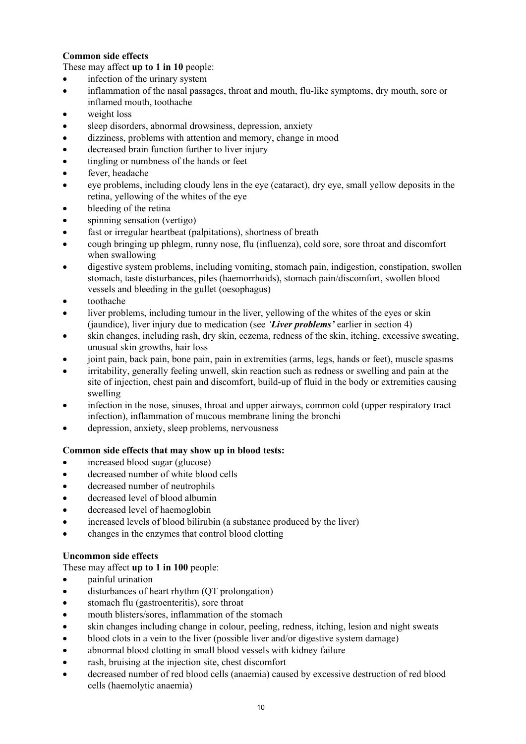**Common side effects**

These may affect **up to 1 in 10** people:

- infection of the urinary system
- inflammation of the nasal passages, throat and mouth, flu-like symptoms, dry mouth, sore or inflamed mouth, toothache
- weight loss
- sleep disorders, abnormal drowsiness, depression, anxiety
- dizziness, problems with attention and memory, change in mood
- decreased brain function further to liver injury
- tingling or numbness of the hands or feet
- fever, headache
- eye problems, including cloudy lens in the eye (cataract), dry eye, small yellow deposits in the retina, yellowing of the whites of the eye
- bleeding of the retina
- spinning sensation (vertigo)
- fast or irregular heartbeat (palpitations), shortness of breath
- cough bringing up phlegm, runny nose, flu (influenza), cold sore, sore throat and discomfort when swallowing
- digestive system problems, including vomiting, stomach pain, indigestion, constipation, swollen stomach, taste disturbances, piles (haemorrhoids), stomach pain/discomfort, swollen blood vessels and bleeding in the gullet (oesophagus)
- toothache
- liver problems, including tumour in the liver, yellowing of the whites of the eyes or skin (jaundice), liver injury due to medication (see ***'Liver problems'*** earlier in section 4)
- skin changes, including rash, dry skin, eczema, redness of the skin, itching, excessive sweating, unusual skin growths, hair loss
- joint pain, back pain, bone pain, pain in extremities (arms, legs, hands or feet), muscle spasms
- irritability, generally feeling unwell, skin reaction such as redness or swelling and pain at the site of injection, chest pain and discomfort, build-up of fluid in the body or extremities causing swelling
- infection in the nose, sinuses, throat and upper airways, common cold (upper respiratory tract infection), inflammation of mucous membrane lining the bronchi
- depression, anxiety, sleep problems, nervousness

**Common side effects that may show up in blood tests:**

- increased blood sugar (glucose)
- decreased number of white blood cells
- decreased number of neutrophils
- decreased level of blood albumin
- decreased level of haemoglobin
- increased levels of blood bilirubin (a substance produced by the liver)
- changes in the enzymes that control blood clotting

**Uncommon side effects**

These may affect **up to 1 in 100** people:

- painful urination
- disturbances of heart rhythm (QT prolongation)
- stomach flu (gastroenteritis), sore throat
- mouth blisters/sores, inflammation of the stomach
- skin changes including change in colour, peeling, redness, itching, lesion and night sweats
- blood clots in a vein to the liver (possible liver and/or digestive system damage)
- abnormal blood clotting in small blood vessels with kidney failure
- rash, bruising at the injection site, chest discomfort
- decreased number of red blood cells (anaemia) caused by excessive destruction of red blood cells (haemolytic anaemia)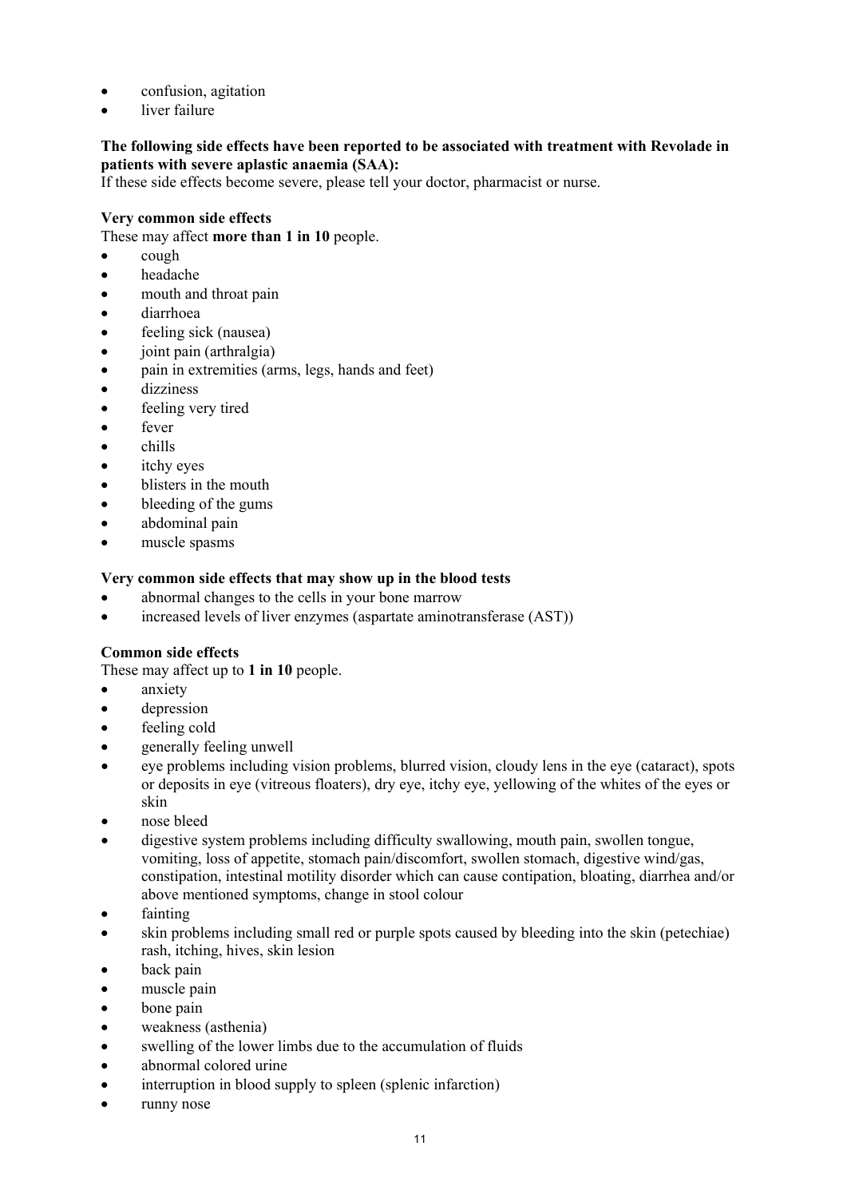- confusion, agitation
- liver failure

**The following side effects have been reported to be associated with treatment with Revolade in patients with severe aplastic anaemia (SAA):**

If these side effects become severe, please tell your doctor, pharmacist or nurse.

**Very common side effects**

These may affect **more than 1 in 10** people.

- cough
- headache
- mouth and throat pain
- diarrhoea
- feeling sick (nausea)
- joint pain (arthralgia)
- pain in extremities (arms, legs, hands and feet)
- dizziness
- feeling very tired
- fever
- chills
- itchy eyes
- blisters in the mouth
- bleeding of the gums
- abdominal pain
- muscle spasms

**Very common side effects that may show up in the blood tests**

- abnormal changes to the cells in your bone marrow
- increased levels of liver enzymes (aspartate aminotransferase (AST))

**Common side effects**

These may affect up to **1 in 10** people.

- anxiety
- depression
- feeling cold
- generally feeling unwell
- eye problems including vision problems, blurred vision, cloudy lens in the eye (cataract), spots or deposits in eye (vitreous floaters), dry eye, itchy eye, yellowing of the whites of the eyes or skin
- nose bleed
- digestive system problems including difficulty swallowing, mouth pain, swollen tongue, vomiting, loss of appetite, stomach pain/discomfort, swollen stomach, digestive wind/gas, constipation, intestinal motility disorder which can cause contipation, bloating, diarrhea and/or above mentioned symptoms, change in stool colour
- fainting
- skin problems including small red or purple spots caused by bleeding into the skin (petechiae) rash, itching, hives, skin lesion
- back pain
- muscle pain
- bone pain
- weakness (asthenia)
- swelling of the lower limbs due to the accumulation of fluids
- abnormal colored urine
- interruption in blood supply to spleen (splenic infarction)
- runny nose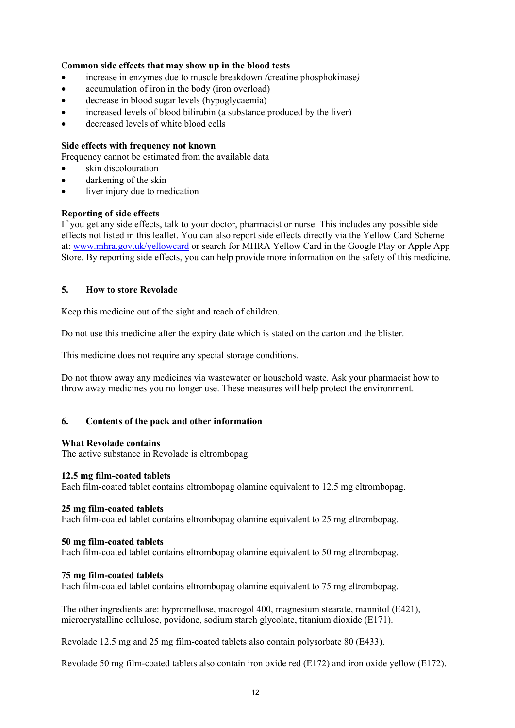**Common side effects that may show up in the blood tests**

- increase in enzymes due to muscle breakdown *(*creatine phosphokinase*)*
- accumulation of iron in the body (iron overload)
- decrease in blood sugar levels (hypoglycaemia)
- increased levels of blood bilirubin (a substance produced by the liver)
- decreased levels of white blood cells

**Side effects with frequency not known**

Frequency cannot be estimated from the available data

- skin discolouration
- darkening of the skin
- liver injury due to medication

**Reporting of side effects**

If you get any side effects, talk to your doctor, pharmacist or nurse. This includes any possible side effects not listed in this leaflet. You can also report side effects directly via the Yellow Card Scheme at: www.mhra.gov.uk/yellowcard or search for MHRA Yellow Card in the Google Play or Apple App Store. By reporting side effects, you can help provide more information on the safety of this medicine.

## 5. How to store Revolade

Keep this medicine out of the sight and reach of children.

Do not use this medicine after the expiry date which is stated on the carton and the blister.

This medicine does not require any special storage conditions.

Do not throw away any medicines via wastewater or household waste. Ask your pharmacist how to throw away medicines you no longer use. These measures will help protect the environment.

## 6. Contents of the pack and other information

**What Revolade contains**

The active substance in Revolade is eltrombopag.

**12.5 mg film-coated tablets**

Each film-coated tablet contains eltrombopag olamine equivalent to 12.5 mg eltrombopag.

**25 mg film-coated tablets**

Each film-coated tablet contains eltrombopag olamine equivalent to 25 mg eltrombopag.

**50 mg film-coated tablets**

Each film-coated tablet contains eltrombopag olamine equivalent to 50 mg eltrombopag.

**75 mg film-coated tablets**

Each film-coated tablet contains eltrombopag olamine equivalent to 75 mg eltrombopag.

The other ingredients are: hypromellose, macrogol 400, magnesium stearate, mannitol (E421), microcrystalline cellulose, povidone, sodium starch glycolate, titanium dioxide (E171).

Revolade 12.5 mg and 25 mg film-coated tablets also contain polysorbate 80 (E433).

Revolade 50 mg film-coated tablets also contain iron oxide red (E172) and iron oxide yellow (E172).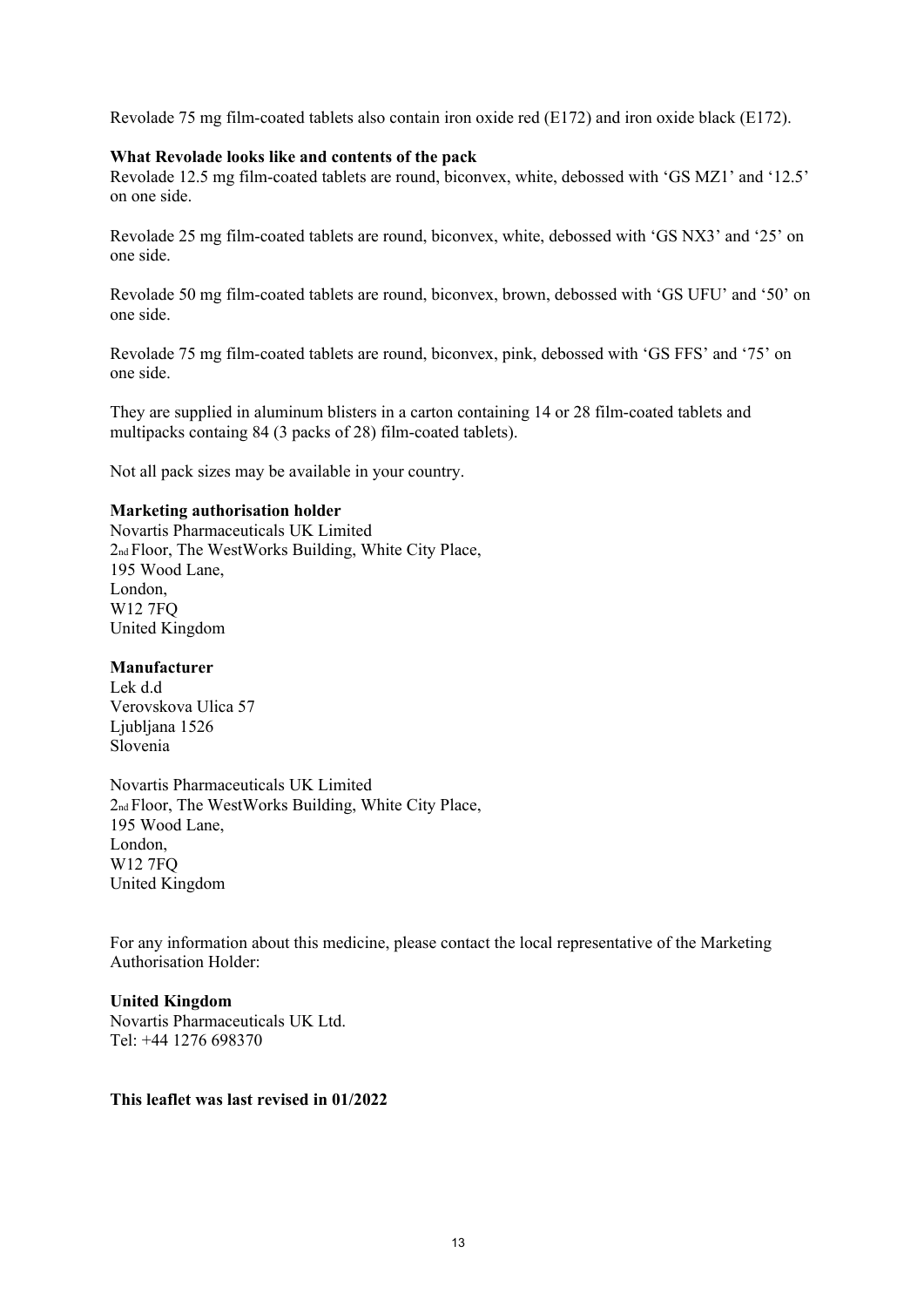Revolade 75 mg film-coated tablets also contain iron oxide red (E172) and iron oxide black (E172).

**What Revolade looks like and contents of the pack**

Revolade 12.5 mg film-coated tablets are round, biconvex, white, debossed with 'GS MZ1' and '12.5' on one side.

Revolade 25 mg film-coated tablets are round, biconvex, white, debossed with 'GS NX3' and '25' on one side.

Revolade 50 mg film-coated tablets are round, biconvex, brown, debossed with 'GS UFU' and '50' on one side.

Revolade 75 mg film-coated tablets are round, biconvex, pink, debossed with 'GS FFS' and '75' on one side.

They are supplied in aluminum blisters in a carton containing 14 or 28 film-coated tablets and multipacks containg 84 (3 packs of 28) film-coated tablets).

Not all pack sizes may be available in your country.

**Marketing authorisation holder**

Novartis Pharmaceuticals UK Limited
2nd Floor, The WestWorks Building, White City Place,
195 Wood Lane,
London,
W12 7FQ
United Kingdom

**Manufacturer**

Lek d.d
Verovskova Ulica 57
Ljubljana 1526
Slovenia

Novartis Pharmaceuticals UK Limited
2nd Floor, The WestWorks Building, White City Place,
195 Wood Lane,
London,
W12 7FQ
United Kingdom

For any information about this medicine, please contact the local representative of the Marketing Authorisation Holder:

**United Kingdom**

Novartis Pharmaceuticals UK Ltd.
Tel: +44 1276 698370

**This leaflet was last revised in 01/2022**